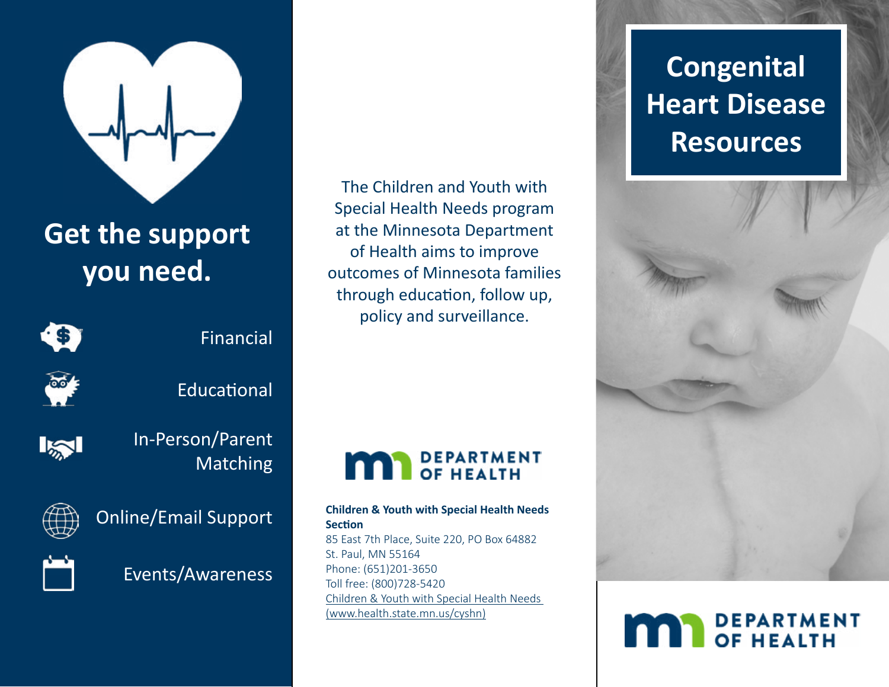## Get the support you need.

- Financial
- Educational
- In-Person/Parent Matching
- Online/Email Support
- Events/Awareness

The Children and Youth with Special Health Needs program at the Minnesota Department of Health aims to improve outcomes of Minnesota families through education, follow up, policy and surveillance.

DEPARTMENT OF HEALTH

**Children & Youth with Special Health Needs Section**
85 East 7th Place, Suite 220, PO Box 64882
St. Paul, MN 55164
Phone: (651)201-3650
Toll free: (800)728-5420
[Children & Youth with Special Health Needs (www.health.state.mn.us/cyshn)](http://www.health.state.mn.us/cyshn)

# Congenital Heart Disease Resources

DEPARTMENT OF HEALTH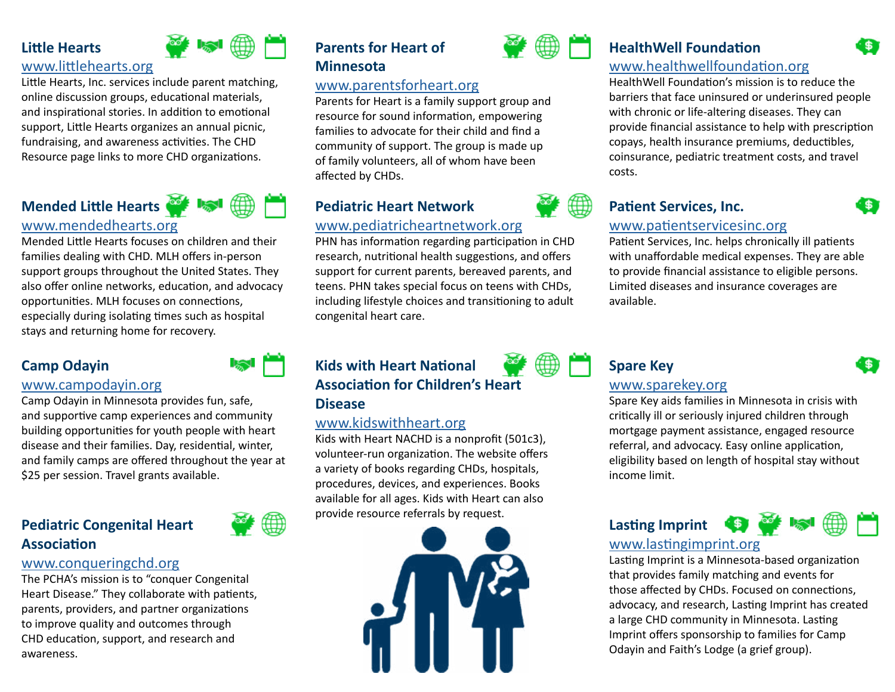## Little Hearts

www.littlehearts.org

Little Hearts, Inc. services include parent matching, online discussion groups, educational materials, and inspirational stories. In addition to emotional support, Little Hearts organizes an annual picnic, fundraising, and awareness activities. The CHD Resource page links to more CHD organizations.

## Mended Little Hearts

www.mendedhearts.org

Mended Little Hearts focuses on children and their families dealing with CHD. MLH offers in-person support groups throughout the United States. They also offer online networks, education, and advocacy opportunities. MLH focuses on connections, especially during isolating times such as hospital stays and returning home for recovery.

## Camp Odayin

www.campodayin.org

Camp Odayin in Minnesota provides fun, safe, and supportive camp experiences and community building opportunities for youth people with heart disease and their families. Day, residential, winter, and family camps are offered throughout the year at $25 per session. Travel grants available.

## Pediatric Congenital Heart Association

www.conqueringchd.org

The PCHA's mission is to "conquer Congenital Heart Disease." They collaborate with patients, parents, providers, and partner organizations to improve quality and outcomes through CHD education, support, and research and awareness.

## Parents for Heart of Minnesota

www.parentsforheart.org

Parents for Heart is a family support group and resource for sound information, empowering families to advocate for their child and find a community of support. The group is made up of family volunteers, all of whom have been affected by CHDs.

## Pediatric Heart Network

www.pediatricheartnetwork.org

PHN has information regarding participation in CHD research, nutritional health suggestions, and offers support for current parents, bereaved parents, and teens. PHN takes special focus on teens with CHDs, including lifestyle choices and transitioning to adult congenital heart care.

## Kids with Heart National Association for Children's Heart Disease

www.kidswithheart.org

Kids with Heart NACHD is a nonprofit (501c3), volunteer-run organization. The website offers a variety of books regarding CHDs, hospitals, procedures, devices, and experiences. Books available for all ages. Kids with Heart can also provide resource referrals by request.

## HealthWell Foundation

www.healthwellfoundation.org

HealthWell Foundation's mission is to reduce the barriers that face uninsured or underinsured people with chronic or life-altering diseases. They can provide financial assistance to help with prescription copays, health insurance premiums, deductibles, coinsurance, pediatric treatment costs, and travel costs.

## Patient Services, Inc.

www.patientservicesinc.org

Patient Services, Inc. helps chronically ill patients with unaffordable medical expenses. They are able to provide financial assistance to eligible persons. Limited diseases and insurance coverages are available.

## Spare Key

www.sparekey.org

Spare Key aids families in Minnesota in crisis with critically ill or seriously injured children through mortgage payment assistance, engaged resource referral, and advocacy. Easy online application, eligibility based on length of hospital stay without income limit.

## Lasting Imprint

www.lastingimprint.org

Lasting Imprint is a Minnesota-based organization that provides family matching and events for those affected by CHDs. Focused on connections, advocacy, and research, Lasting Imprint has created a large CHD community in Minnesota. Lasting Imprint offers sponsorship to families for Camp Odayin and Faith's Lodge (a grief group).